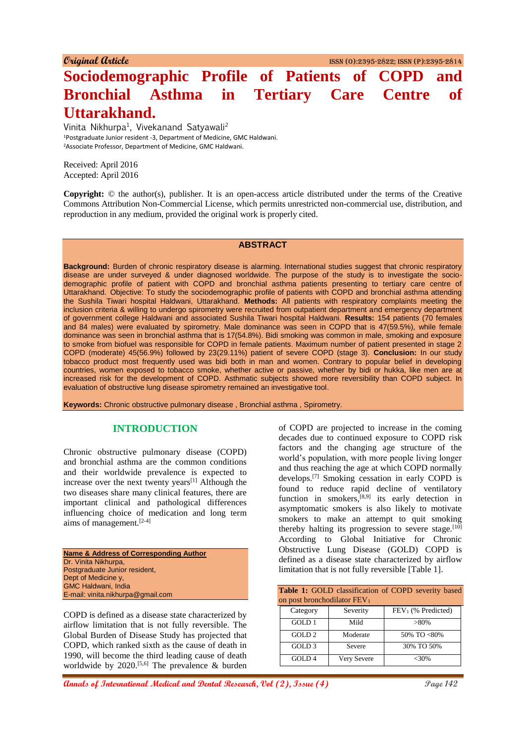**Original Article**

# Sociodemographic Profile of Patients of COPD and Bronchial Asthma in Tertiary Care Centre of Uttarakhand.

Vinita Nikhurpa[1], Vivekanand Satyawali[2]

[1]Postgraduate Junior resident -3, Department of Medicine, GMC Haldwani.
[2]Associate Professor, Department of Medicine, GMC Haldwani.

Received: April 2016
Accepted: April 2016

**Copyright:** © the author(s), publisher. It is an open-access article distributed under the terms of the Creative Commons Attribution Non-Commercial License, which permits unrestricted non-commercial use, distribution, and reproduction in any medium, provided the original work is properly cited.

## ABSTRACT

**Background:** Burden of chronic respiratory disease is alarming. International studies suggest that chronic respiratory disease are under surveyed & under diagnosed worldwide. The purpose of the study is to investigate the socio-demographic profile of patient with COPD and bronchial asthma patients presenting to tertiary care centre of Uttarakhand. Objective: To study the sociodemographic profile of patients with COPD and bronchial asthma attending the Sushila Tiwari hospital Haldwani, Uttarakhand. **Methods:** All patients with respiratory complaints meeting the inclusion criteria & willing to undergo spirometry were recruited from outpatient department and emergency department of government college Haldwani and associated Sushila Tiwari hospital Haldwani. **Results:** 154 patients (70 females and 84 males) were evaluated by spirometry. Male dominance was seen in COPD that is 47(59.5%), while female dominance was seen in bronchial asthma that is 17(54.8%). Bidi smoking was common in male, smoking and exposure to smoke from biofuel was responsible for COPD in female patients. Maximum number of patient presented in stage 2 COPD (moderate) 45(56.9%) followed by 23(29.11%) patient of severe COPD (stage 3). **Conclusion:** In our study tobacco product most frequently used was bidi both in man and women. Contrary to popular belief in developing countries, women exposed to tobacco smoke, whether active or passive, whether by bidi or hukka, like men are at increased risk for the development of COPD. Asthmatic subjects showed more reversibility than COPD subject. In evaluation of obstructive lung disease spirometry remained an investigative tool.

**Keywords:** Chronic obstructive pulmonary disease , Bronchial asthma , Spirometry.

## INTRODUCTION

Chronic obstructive pulmonary disease (COPD) and bronchial asthma are the common conditions and their worldwide prevalence is expected to increase over the next twenty years[1] Although the two diseases share many clinical features, there are important clinical and pathological differences influencing choice of medication and long term aims of management.[2-4]

**Name & Address of Corresponding Author**
Dr. Vinita Nikhurpa,
Postgraduate Junior resident,
Dept of Medicine y,
GMC Haldwani, India
E-mail: vinita.nikhurpa@gmail.com

COPD is defined as a disease state characterized by airflow limitation that is not fully reversible. The Global Burden of Disease Study has projected that COPD, which ranked sixth as the cause of death in 1990, will become the third leading cause of death worldwide by 2020.[5,6] The prevalence & burden of COPD are projected to increase in the coming decades due to continued exposure to COPD risk factors and the changing age structure of the world's population, with more people living longer and thus reaching the age at which COPD normally develops.[7] Smoking cessation in early COPD is found to reduce rapid decline of ventilatory function in smokers,[8,9] its early detection in asymptomatic smokers is also likely to motivate smokers to make an attempt to quit smoking thereby halting its progression to severe stage.[10] According to Global Initiative for Chronic Obstructive Lung Disease (GOLD) COPD is defined as a disease state characterized by airflow limitation that is not fully reversible [Table 1].

**Table 1:** GOLD classification of COPD severity based on post bronchodilator $FEV_1$

| Category | Severity | $FEV_1$ (% Predicted) |
|---|---|---|
| GOLD 1 | Mild | >80% |
| GOLD 2 | Moderate | 50% TO <80% |
| GOLD 3 | Severe | 30% TO 50% |
| GOLD 4 | Very Severe | <30% |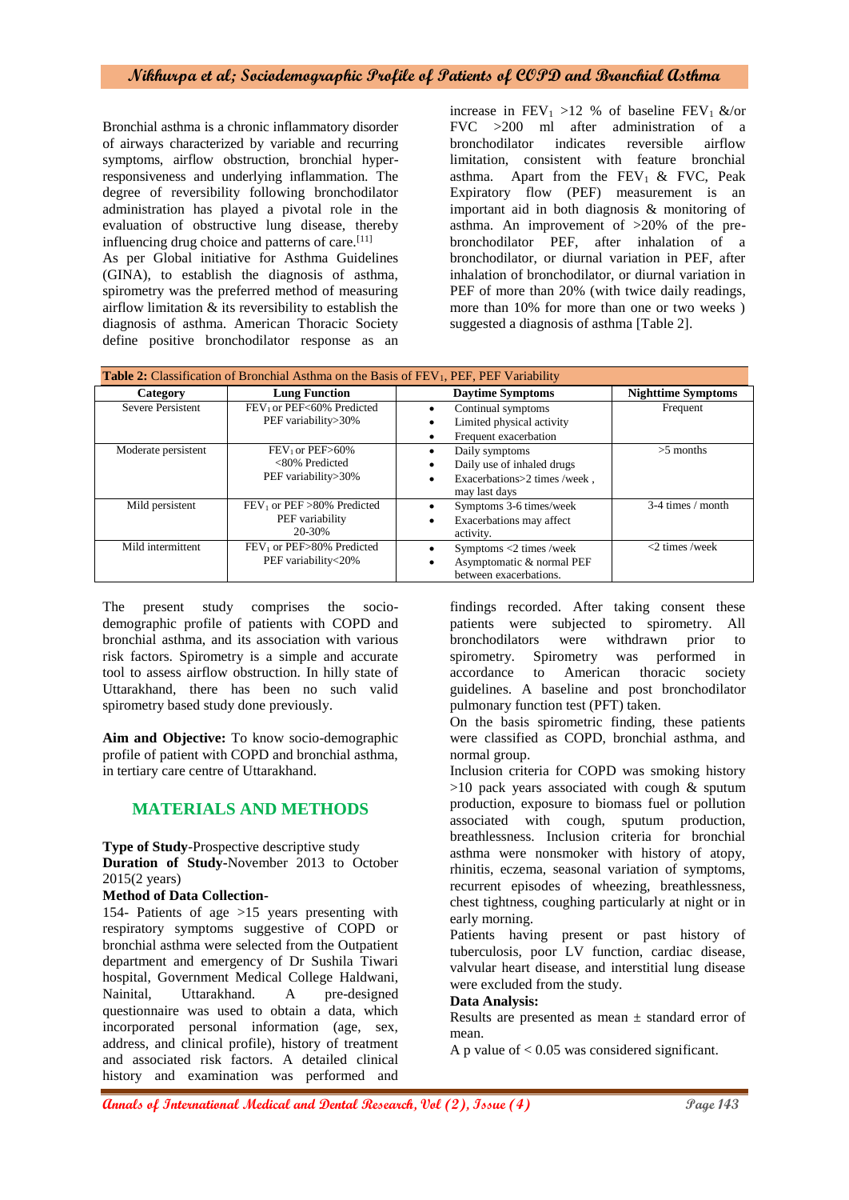Bronchial asthma is a chronic inflammatory disorder of airways characterized by variable and recurring symptoms, airflow obstruction, bronchial hyper-responsiveness and underlying inflammation. The degree of reversibility following bronchodilator administration has played a pivotal role in the evaluation of obstructive lung disease, thereby influencing drug choice and patterns of care.[11]

As per Global initiative for Asthma Guidelines (GINA), to establish the diagnosis of asthma, spirometry was the preferred method of measuring airflow limitation & its reversibility to establish the diagnosis of asthma. American Thoracic Society define positive bronchodilator response as an increase in $FEV_1$ >12 % of baseline $FEV_1$ &/or FVC >200 ml after administration of a bronchodilator indicates reversible airflow limitation, consistent with feature bronchial asthma. Apart from the $FEV_1$ & FVC, Peak Expiratory flow (PEF) measurement is an important aid in both diagnosis & monitoring of asthma. An improvement of >20% of the pre-bronchodilator PEF, after inhalation of a bronchodilator, or diurnal variation in PEF, after inhalation of bronchodilator, or diurnal variation in PEF of more than 20% (with twice daily readings, more than 10% for more than one or two weeks ) suggested a diagnosis of asthma [Table 2].

**Table 2:** Classification of Bronchial Asthma on the Basis of $FEV_1$, PEF, PEF Variability

| Category | Lung Function | Daytime Symptoms | Nighttime Symptoms |
|---|---|---|---|
| Severe Persistent | $FEV_1$ or PEF<60% Predicted<br>PEF variability>30% | • Continual symptoms<br>• Limited physical activity<br>• Frequent exacerbation | Frequent |
| Moderate persistent | $FEV_1$ or PEF>60%<br><80% Predicted<br>PEF variability>30% | • Daily symptoms<br>• Daily use of inhaled drugs<br>• Exacerbations>2 times /week , may last days | >5 months |
| Mild persistent | $FEV_1$ or PEF >80% Predicted<br>PEF variability<br>20-30% | • Symptoms 3-6 times/week<br>• Exacerbations may affect activity. | 3-4 times / month |
| Mild intermittent | $FEV_1$ or PEF>80% Predicted<br>PEF variability<20% | • Symptoms <2 times /week<br>• Asymptomatic & normal PEF between exacerbations. | <2 times /week |

The present study comprises the socio-demographic profile of patients with COPD and bronchial asthma, and its association with various risk factors. Spirometry is a simple and accurate tool to assess airflow obstruction. In hilly state of Uttarakhand, there has been no such valid spirometry based study done previously.

**Aim and Objective:** To know socio-demographic profile of patient with COPD and bronchial asthma, in tertiary care centre of Uttarakhand.

## MATERIALS AND METHODS

**Type of Study**-Prospective descriptive study

**Duration of Study-**November 2013 to October 2015(2 years)

**Method of Data Collection-**

154- Patients of age >15 years presenting with respiratory symptoms suggestive of COPD or bronchial asthma were selected from the Outpatient department and emergency of Dr Sushila Tiwari hospital, Government Medical College Haldwani, Nainital, Uttarakhand. A pre-designed questionnaire was used to obtain a data, which incorporated personal information (age, sex, address, and clinical profile), history of treatment and associated risk factors. A detailed clinical history and examination was performed and findings recorded. After taking consent these patients were subjected to spirometry. All bronchodilators were withdrawn prior to spirometry. Spirometry was performed in accordance to American thoracic society guidelines. A baseline and post bronchodilator pulmonary function test (PFT) taken.

On the basis spirometric finding, these patients were classified as COPD, bronchial asthma, and normal group.

Inclusion criteria for COPD was smoking history >10 pack years associated with cough & sputum production, exposure to biomass fuel or pollution associated with cough, sputum production, breathlessness. Inclusion criteria for bronchial asthma were nonsmoker with history of atopy, rhinitis, eczema, seasonal variation of symptoms, recurrent episodes of wheezing, breathlessness, chest tightness, coughing particularly at night or in early morning.

Patients having present or past history of tuberculosis, poor LV function, cardiac disease, valvular heart disease, and interstitial lung disease were excluded from the study.

**Data Analysis:**

Results are presented as mean ± standard error of mean.

A p value of < 0.05 was considered significant.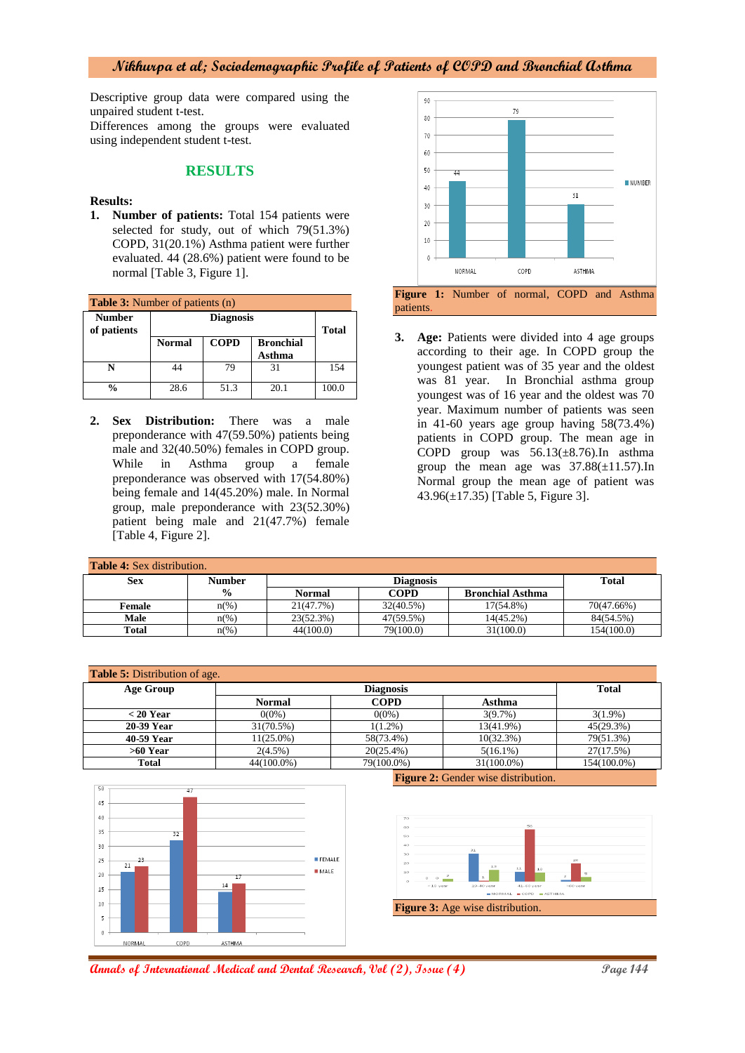Descriptive group data were compared using the unpaired student t-test.
Differences among the groups were evaluated using independent student t-test.

## RESULTS

**Results:**

1. **Number of patients:** Total 154 patients were selected for study, out of which 79(51.3%) COPD, 31(20.1%) Asthma patient were further evaluated. 44 (28.6%) patient were found to be normal [Table 3, Figure 1].

**Table 3:** Number of patients (n)

| Number of patients | Diagnosis | | | Total |
|---|---|---|---|---|
| | Normal | COPD | Bronchial Asthma | |
| N | 44 | 79 | 31 | 154 |
| % | 28.6 | 51.3 | 20.1 | 100.0 |

2. **Sex Distribution:** There was a male preponderance with 47(59.50%) patients being male and 32(40.50%) females in COPD group. While in Asthma group a female preponderance was observed with 17(54.80%) being female and 14(45.20%) male. In Normal group, male preponderance with 23(52.30%) patient being male and 21(47.7%) female [Table 4, Figure 2].

**Figure 1:** Number of normal, COPD and Asthma patients.

3. **Age:** Patients were divided into 4 age groups according to their age. In COPD group the youngest patient was of 35 year and the oldest was 81 year. In Bronchial asthma group youngest was of 16 year and the oldest was 70 year. Maximum number of patients was seen in 41-60 years age group having 58(73.4%) patients in COPD group. The mean age in COPD group was 56.13(±8.76).In asthma group the mean age was 37.88(±11.57).In Normal group the mean age of patient was 43.96(±17.35) [Table 5, Figure 3].

**Table 4:** Sex distribution.

| Sex | Number % | Diagnosis | | | Total |
|---|---|---|---|---|---|
| | | Normal | COPD | Bronchial Asthma | |
| Female | n(%) | 21(47.7%) | 32(40.5%) | 17(54.8%) | 70(47.66%) |
| Male | n(%) | 23(52.3%) | 47(59.5%) | 14(45.2%) | 84(54.5%) |
| Total | n(%) | 44(100.0) | 79(100.0) | 31(100.0) | 154(100.0) |

**Table 5:** Distribution of age.

| Age Group | Diagnosis | | | Total |
|---|---|---|---|---|
| | Normal | COPD | Asthma | |
| < 20 Year | 0(0%) | 0(0%) | 3(9.7%) | 3(1.9%) |
| 20-39 Year | 31(70.5%) | 1(1.2%) | 13(41.9%) | 45(29.3%) |
| 40-59 Year | 11(25.0%) | 58(73.4%) | 10(32.3%) | 79(51.3%) |
| >60 Year | 2(4.5%) | 20(25.4%) | 5(16.1%) | 27(17.5%) |
| Total | 44(100.0%) | 79(100.0%) | 31(100.0%) | 154(100.0%) |

**Figure 2:** Gender wise distribution.

**Figure 3:** Age wise distribution.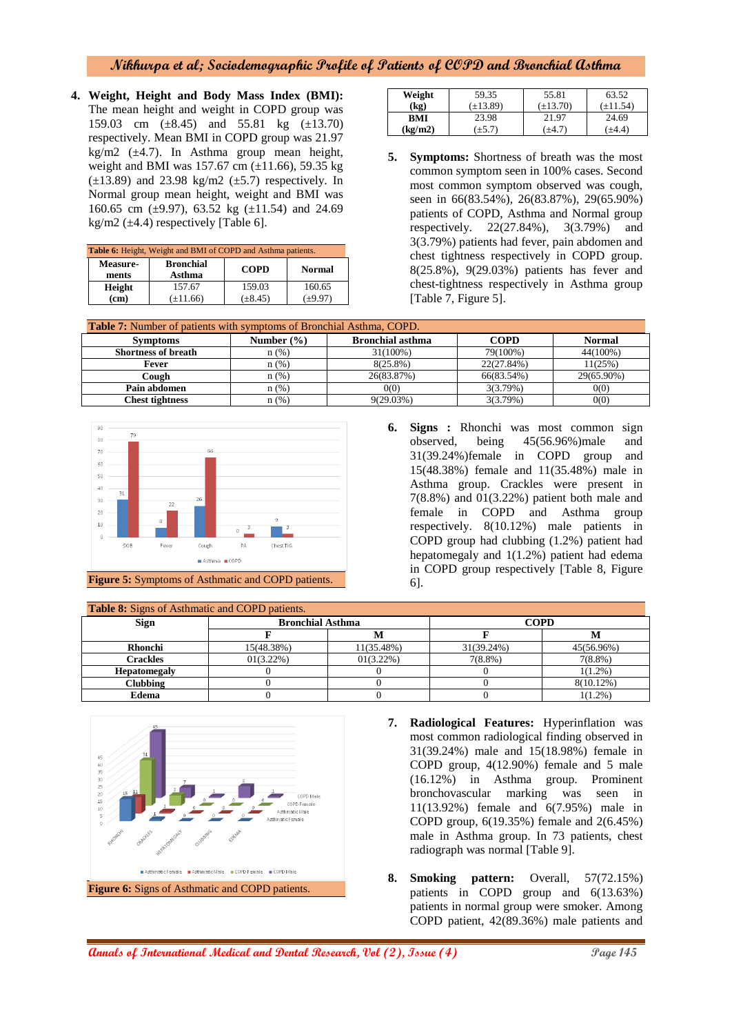4. **Weight, Height and Body Mass Index (BMI):** The mean height and weight in COPD group was 159.03 cm (±8.45) and 55.81 kg (±13.70) respectively. Mean BMI in COPD group was 21.97 kg/m2 (±4.7). In Asthma group mean height, weight and BMI was 157.67 cm (±11.66), 59.35 kg (±13.89) and 23.98 kg/m2 (±5.7) respectively. In Normal group mean height, weight and BMI was 160.65 cm (±9.97), 63.52 kg (±11.54) and 24.69 kg/m2 (±4.4) respectively [Table 6].

**Table 6:** Height, Weight and BMI of COPD and Asthma patients.

| Measurements | Bronchial Asthma | COPD | Normal |
|---|---|---|---|
| Height (cm) | 157.67 (±11.66) | 159.03 (±8.45) | 160.65 (±9.97) |
| Weight (kg) | 59.35 (±13.89) | 55.81 (±13.70) | 63.52 (±11.54) |
| BMI (kg/m2) | 23.98 (±5.7) | 21.97 (±4.7) | 24.69 (±4.4) |

5. **Symptoms:** Shortness of breath was the most common symptom seen in 100% cases. Second most common symptom observed was cough, seen in 66(83.54%), 26(83.87%), 29(65.90%) patients of COPD, Asthma and Normal group respectively. 22(27.84%), 3(3.79%) and 3(3.79%) patients had fever, pain abdomen and chest tightness respectively in COPD group. 8(25.8%), 9(29.03%) patients has fever and chest-tightness respectively in Asthma group [Table 7, Figure 5].

**Table 7:** Number of patients with symptoms of Bronchial Asthma, COPD.

| Symptoms | Number (%) | Bronchial asthma | COPD | Normal |
|---|---|---|---|---|
| Shortness of breath | n (%) | 31(100%) | 79(100%) | 44(100%) |
| Fever | n (%) | 8(25.8%) | 22(27.84%) | 11(25%) |
| Cough | n (%) | 26(83.87%) | 66(83.54%) | 29(65.90%) |
| Pain abdomen | n (%) | 0(0) | 3(3.79%) | 0(0) |
| Chest tightness | n (%) | 9(29.03%) | 3(3.79%) | 0(0) |

**Figure 5:** Symptoms of Asthmatic and COPD patients.

6. **Signs :** Rhonchi was most common sign observed, being 45(56.96%)male and 31(39.24%)female in COPD group and 15(48.38%) female and 11(35.48%) male in Asthma group. Crackles were present in 7(8.8%) and 01(3.22%) patient both male and female in COPD and Asthma group respectively. 8(10.12%) male patients in COPD group had clubbing (1.2%) patient had hepatomegaly and 1(1.2%) patient had edema in COPD group respectively [Table 8, Figure 6].

**Table 8:** Signs of Asthmatic and COPD patients.

| Sign | Bronchial Asthma | | COPD | |
|---|---|---|---|---|
| | F | M | F | M |
| Rhonchi | 15(48.38%) | 11(35.48%) | 31(39.24%) | 45(56.96%) |
| Crackles | 01(3.22%) | 01(3.22%) | 7(8.8%) | 7(8.8%) |
| Hepatomegaly | 0 | 0 | 0 | 1(1.2%) |
| Clubbing | 0 | 0 | 0 | 8(10.12%) |
| Edema | 0 | 0 | 0 | 1(1.2%) |

**Figure 6:** Signs of Asthmatic and COPD patients.

7. **Radiological Features:** Hyperinflation was most common radiological finding observed in 31(39.24%) male and 15(18.98%) female in COPD group, 4(12.90%) female and 5 male (16.12%) in Asthma group. Prominent bronchovascular marking was seen in 11(13.92%) female and 6(7.95%) male in COPD group, 6(19.35%) female and 2(6.45%) male in Asthma group. In 73 patients, chest radiograph was normal [Table 9].

8. **Smoking pattern:** Overall, 57(72.15%) patients in COPD group and 6(13.63%) patients in normal group were smoker. Among COPD patient, 42(89.36%) male patients and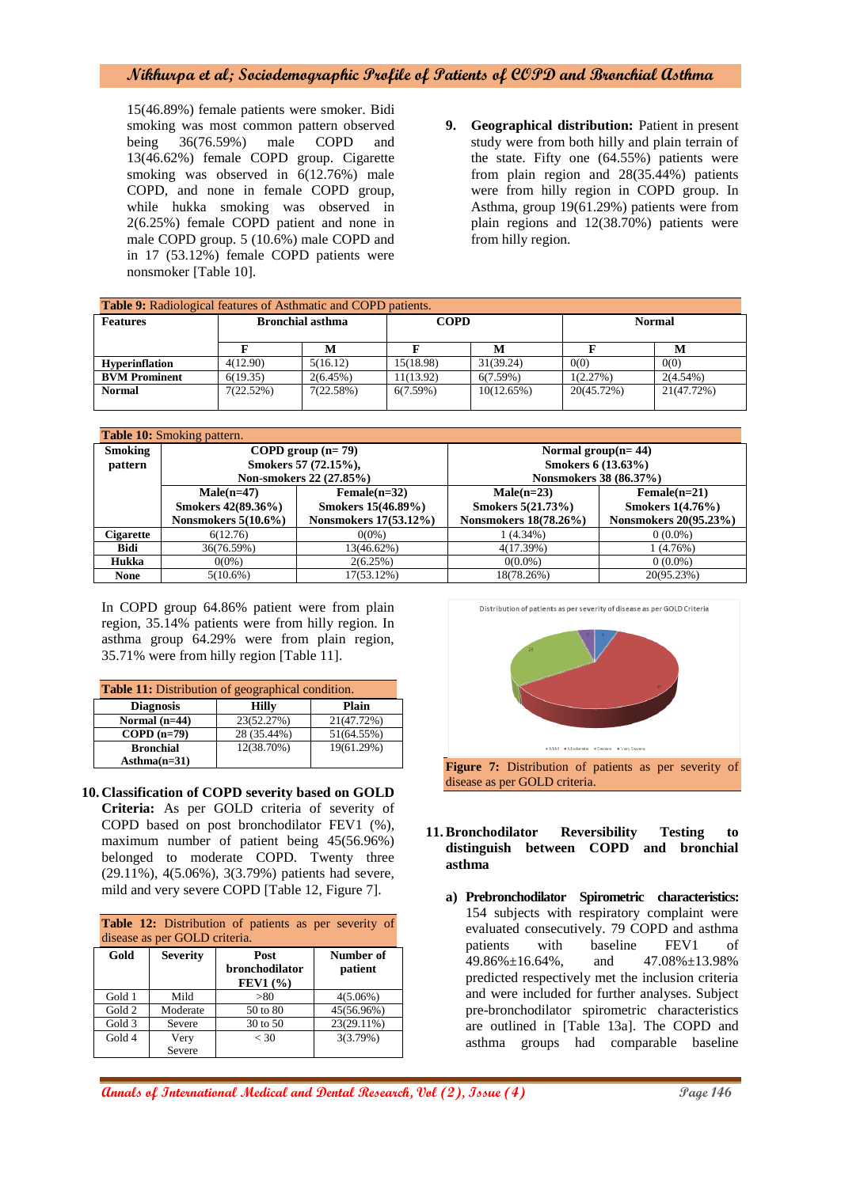15(46.89%) female patients were smoker. Bidi smoking was most common pattern observed being 36(76.59%) male COPD and 13(46.62%) female COPD group. Cigarette smoking was observed in 6(12.76%) male COPD, and none in female COPD group, while hukka smoking was observed in 2(6.25%) female COPD patient and none in male COPD group. 5 (10.6%) male COPD and in 17 (53.12%) female COPD patients were nonsmoker [Table 10].

9. **Geographical distribution:** Patient in present study were from both hilly and plain terrain of the state. Fifty one (64.55%) patients were from plain region and 28(35.44%) patients were from hilly region in COPD group. In Asthma, group 19(61.29%) patients were from plain regions and 12(38.70%) patients were from hilly region.

**Table 9:** Radiological features of Asthmatic and COPD patients.

| Features | Bronchial asthma | | COPD | | Normal | |
|---|---|---|---|---|---|---|
| | F | M | F | M | F | M |
| **Hyperinflation** | 4(12.90) | 5(16.12) | 15(18.98) | 31(39.24) | 0(0) | 0(0) |
| **BVM Prominent** | 6(19.35) | 2(6.45%) | 11(13.92) | 6(7.59%) | 1(2.27%) | 2(4.54%) |
| **Normal** | 7(22.52%) | 7(22.58%) | 6(7.59%) | 10(12.65%) | 20(45.72%) | 21(47.72%) |

**Table 10:** Smoking pattern.

| Smoking pattern | COPD group (n= 79) Smokers 57 (72.15%), Non-smokers 22 (27.85%) | | Normal group(n= 44) Smokers 6 (13.63%) Nonsmokers 38 (86.37%) | |
|---|---|---|---|---|
| | **Male(n=47) Smokers 42(89.36%) Nonsmokers 5(10.6%)** | **Female(n=32) Smokers 15(46.89%) Nonsmokers 17(53.12%)** | **Male(n=23) Smokers 5(21.73%) Nonsmokers 18(78.26%)** | **Female(n=21) Smokers 1(4.76%) Nonsmokers 20(95.23%)** |
| **Cigarette** | 6(12.76) | 0(0%) | 1 (4.34%) | 0 (0.0%) |
| **Bidi** | 36(76.59%) | 13(46.62%) | 4(17.39%) | 1 (4.76%) |
| **Hukka** | 0(0%) | 2(6.25%) | 0(0.0%) | 0 (0.0%) |
| **None** | 5(10.6%) | 17(53.12%) | 18(78.26%) | 20(95.23%) |

In COPD group 64.86% patient were from plain region, 35.14% patients were from hilly region. In asthma group 64.29% were from plain region, 35.71% were from hilly region [Table 11].

**Table 11:** Distribution of geographical condition.

| Diagnosis | Hilly | Plain |
|---|---|---|
| **Normal (n=44)** | 23(52.27%) | 21(47.72%) |
| **COPD (n=79)** | 28 (35.44%) | 51(64.55%) |
| **Bronchial Asthma(n=31)** | 12(38.70%) | 19(61.29%) |

10. **Classification of COPD severity based on GOLD Criteria:** As per GOLD criteria of severity of COPD based on post bronchodilator FEV1 (%), maximum number of patient being 45(56.96%) belonged to moderate COPD. Twenty three (29.11%), 4(5.06%), 3(3.79%) patients had severe, mild and very severe COPD [Table 12, Figure 7].

**Table 12:** Distribution of patients as per severity of disease as per GOLD criteria.

| Gold | Severity | Post bronchodilator FEV1 (%) | Number of patient |
|---|---|---|---|
| Gold 1 | Mild | >80 | 4(5.06%) |
| Gold 2 | Moderate | 50 to 80 | 45(56.96%) |
| Gold 3 | Severe | 30 to 50 | 23(29.11%) |
| Gold 4 | Very Severe | < 30 | 3(3.79%) |

**Figure 7:** Distribution of patients as per severity of disease as per GOLD criteria.

11. **Bronchodilator Reversibility Testing to distinguish between COPD and bronchial asthma**

a) **Prebronchodilator Spirometric characteristics:** 154 subjects with respiratory complaint were evaluated consecutively. 79 COPD and asthma patients with baseline FEV1 of 49.86%±16.64%, and 47.08%±13.98% predicted respectively met the inclusion criteria and were included for further analyses. Subject pre-bronchodilator spirometric characteristics are outlined in [Table 13a]. The COPD and asthma groups had comparable baseline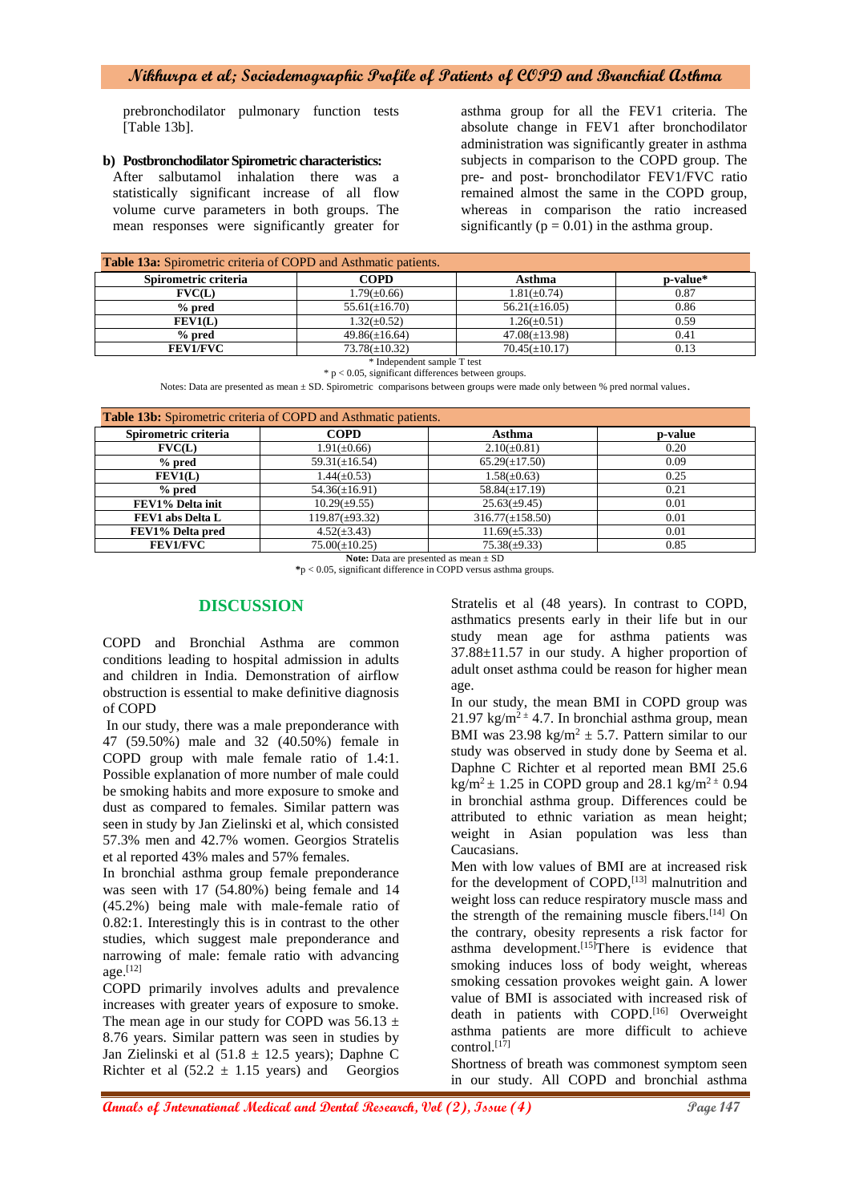prebronchodilator pulmonary function tests [Table 13b].

**b) Postbronchodilator Spirometric characteristics:**

After salbutamol inhalation there was a statistically significant increase of all flow volume curve parameters in both groups. The mean responses were significantly greater for asthma group for all the FEV1 criteria. The absolute change in FEV1 after bronchodilator administration was significantly greater in asthma subjects in comparison to the COPD group. The pre- and post- bronchodilator FEV1/FVC ratio remained almost the same in the COPD group, whereas in comparison the ratio increased significantly ($p = 0.01$) in the asthma group.

**Table 13a:** Spirometric criteria of COPD and Asthmatic patients.

| Spirometric criteria | COPD | Asthma | p-value* |
|---|---|---|---|
| **FVC(L)** | 1.79(±0.66) | 1.81(±0.74) | 0.87 |
| **% pred** | 55.61(±16.70) | 56.21(±16.05) | 0.86 |
| **FEV1(L)** | 1.32(±0.52) | 1.26(±0.51) | 0.59 |
| **% pred** | 49.86(±16.64) | 47.08(±13.98) | 0.41 |
| **FEV1/FVC** | 73.78(±10.32) | 70.45(±10.17) | 0.13 |

* Independent sample T test

* $p < 0.05$, significant differences between groups.

Notes: Data are presented as mean ± SD. Spirometric comparisons between groups were made only between % pred normal values.

**Table 13b:** Spirometric criteria of COPD and Asthmatic patients.

| Spirometric criteria | COPD | Asthma | p-value |
|---|---|---|---|
| **FVC(L)** | 1.91(±0.66) | 2.10(±0.81) | 0.20 |
| **% pred** | 59.31(±16.54) | 65.29(±17.50) | 0.09 |
| **FEV1(L)** | 1.44(±0.53) | 1.58(±0.63) | 0.25 |
| **% pred** | 54.36(±16.91) | 58.84(±17.19) | 0.21 |
| **FEV1% Delta init** | 10.29(±9.55) | 25.63(±9.45) | 0.01 |
| **FEV1 abs Delta L** | 119.87(±93.32) | 316.77(±158.50) | 0.01 |
| **FEV1% Delta pred** | 4.52(±3.43) | 11.69(±5.33) | 0.01 |
| **FEV1/FVC** | 75.00(±10.25) | 75.38(±9.33) | 0.85 |

**Note:** Data are presented as mean ± SD

*$p < 0.05$, significant difference in COPD versus asthma groups.

## DISCUSSION

COPD and Bronchial Asthma are common conditions leading to hospital admission in adults and children in India. Demonstration of airflow obstruction is essential to make definitive diagnosis of COPD

In our study, there was a male preponderance with 47 (59.50%) male and 32 (40.50%) female in COPD group with male female ratio of 1.4:1. Possible explanation of more number of male could be smoking habits and more exposure to smoke and dust as compared to females. Similar pattern was seen in study by Jan Zielinski et al, which consisted 57.3% men and 42.7% women. Georgios Stratelis et al reported 43% males and 57% females.

In bronchial asthma group female preponderance was seen with 17 (54.80%) being female and 14 (45.2%) being male with male-female ratio of 0.82:1. Interestingly this is in contrast to the other studies, which suggest male preponderance and narrowing of male: female ratio with advancing age.[12]

COPD primarily involves adults and prevalence increases with greater years of exposure to smoke. The mean age in our study for COPD was 56.13 ± 8.76 years. Similar pattern was seen in studies by Jan Zielinski et al (51.8 ± 12.5 years); Daphne C Richter et al (52.2 ± 1.15 years) and Georgios Stratelis et al (48 years). In contrast to COPD, asthmatics presents early in their life but in our study mean age for asthma patients was 37.88±11.57 in our study. A higher proportion of adult onset asthma could be reason for higher mean age.

In our study, the mean BMI in COPD group was 21.97 $kg/m^{2}$ ± 4.7. In bronchial asthma group, mean BMI was 23.98 $kg/m^2$ ± 5.7. Pattern similar to our study was observed in study done by Seema et al. Daphne C Richter et al reported mean BMI 25.6 $kg/m^2$ ± 1.25 in COPD group and 28.1 $kg/m^{2}$ ± 0.94 in bronchial asthma group. Differences could be attributed to ethnic variation as mean height; weight in Asian population was less than Caucasians.

Men with low values of BMI are at increased risk for the development of COPD,[13] malnutrition and weight loss can reduce respiratory muscle mass and the strength of the remaining muscle fibers.[14] On the contrary, obesity represents a risk factor for asthma development.[15] There is evidence that smoking induces loss of body weight, whereas smoking cessation provokes weight gain. A lower value of BMI is associated with increased risk of death in patients with COPD.[16] Overweight asthma patients are more difficult to achieve control.[17]

Shortness of breath was commonest symptom seen in our study. All COPD and bronchial asthma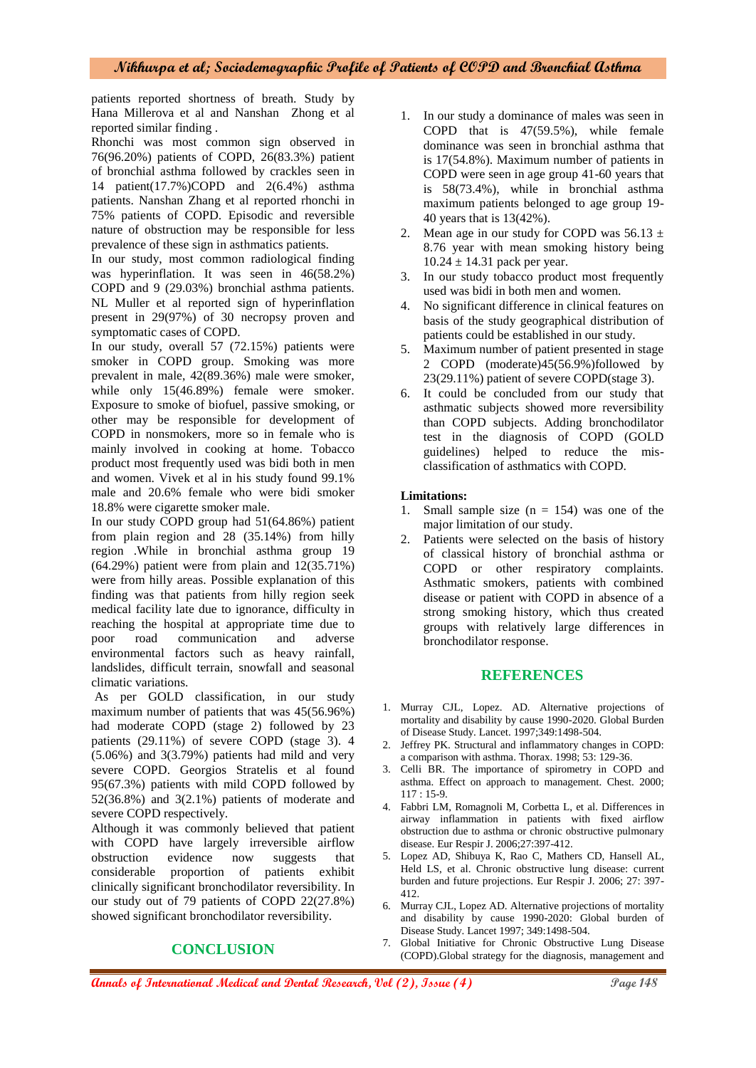patients reported shortness of breath. Study by Hana Millerova et al and Nanshan Zhong et al reported similar finding .

Rhonchi was most common sign observed in 76(96.20%) patients of COPD, 26(83.3%) patient of bronchial asthma followed by crackles seen in 14 patient(17.7%)COPD and 2(6.4%) asthma patients. Nanshan Zhang et al reported rhonchi in 75% patients of COPD. Episodic and reversible nature of obstruction may be responsible for less prevalence of these sign in asthmatics patients.

In our study, most common radiological finding was hyperinflation. It was seen in 46(58.2%) COPD and 9 (29.03%) bronchial asthma patients. NL Muller et al reported sign of hyperinflation present in 29(97%) of 30 necropsy proven and symptomatic cases of COPD.

In our study, overall 57 (72.15%) patients were smoker in COPD group. Smoking was more prevalent in male, 42(89.36%) male were smoker, while only 15(46.89%) female were smoker. Exposure to smoke of biofuel, passive smoking, or other may be responsible for development of COPD in nonsmokers, more so in female who is mainly involved in cooking at home. Tobacco product most frequently used was bidi both in men and women. Vivek et al in his study found 99.1% male and 20.6% female who were bidi smoker 18.8% were cigarette smoker male.

In our study COPD group had 51(64.86%) patient from plain region and 28 (35.14%) from hilly region .While in bronchial asthma group 19 (64.29%) patient were from plain and 12(35.71%) were from hilly areas. Possible explanation of this finding was that patients from hilly region seek medical facility late due to ignorance, difficulty in reaching the hospital at appropriate time due to poor road communication and adverse environmental factors such as heavy rainfall, landslides, difficult terrain, snowfall and seasonal climatic variations.

As per GOLD classification, in our study maximum number of patients that was 45(56.96%) had moderate COPD (stage 2) followed by 23 patients (29.11%) of severe COPD (stage 3). 4 (5.06%) and 3(3.79%) patients had mild and very severe COPD. Georgios Stratelis et al found 95(67.3%) patients with mild COPD followed by 52(36.8%) and 3(2.1%) patients of moderate and severe COPD respectively.

Although it was commonly believed that patient with COPD have largely irreversible airflow obstruction evidence now suggests that considerable proportion of patients exhibit clinically significant bronchodilator reversibility. In our study out of 79 patients of COPD 22(27.8%) showed significant bronchodilator reversibility.

## CONCLUSION

1. In our study a dominance of males was seen in COPD that is 47(59.5%), while female dominance was seen in bronchial asthma that is 17(54.8%). Maximum number of patients in COPD were seen in age group 41-60 years that is 58(73.4%), while in bronchial asthma maximum patients belonged to age group 19-40 years that is 13(42%).
2. Mean age in our study for COPD was $56.13 \pm 8.76$ year with mean smoking history being $10.24 \pm 14.31$ pack per year.
3. In our study tobacco product most frequently used was bidi in both men and women.
4. No significant difference in clinical features on basis of the study geographical distribution of patients could be established in our study.
5. Maximum number of patient presented in stage 2 COPD (moderate)45(56.9%)followed by 23(29.11%) patient of severe COPD(stage 3).
6. It could be concluded from our study that asthmatic subjects showed more reversibility than COPD subjects. Adding bronchodilator test in the diagnosis of COPD (GOLD guidelines) helped to reduce the mis-classification of asthmatics with COPD.

**Limitations:**

1. Small sample size (n = 154) was one of the major limitation of our study.
2. Patients were selected on the basis of history of classical history of bronchial asthma or COPD or other respiratory complaints. Asthmatic smokers, patients with combined disease or patient with COPD in absence of a strong smoking history, which thus created groups with relatively large differences in bronchodilator response.

## REFERENCES

1. Murray CJL, Lopez. AD. Alternative projections of mortality and disability by cause 1990-2020. Global Burden of Disease Study. Lancet. 1997;349:1498-504.
2. Jeffrey PK. Structural and inflammatory changes in COPD: a comparison with asthma. Thorax. 1998; 53: 129-36.
3. Celli BR. The importance of spirometry in COPD and asthma. Effect on approach to management. Chest. 2000; 117 : 15-9.
4. Fabbri LM, Romagnoli M, Corbetta L, et al. Differences in airway inflammation in patients with fixed airflow obstruction due to asthma or chronic obstructive pulmonary disease. Eur Respir J. 2006;27:397-412.
5. Lopez AD, Shibuya K, Rao C, Mathers CD, Hansell AL, Held LS, et al. Chronic obstructive lung disease: current burden and future projections. Eur Respir J. 2006; 27: 397-412.
6. Murray CJL, Lopez AD. Alternative projections of mortality and disability by cause 1990-2020: Global burden of Disease Study. Lancet 1997; 349:1498-504.
7. Global Initiative for Chronic Obstructive Lung Disease (COPD).Global strategy for the diagnosis, management and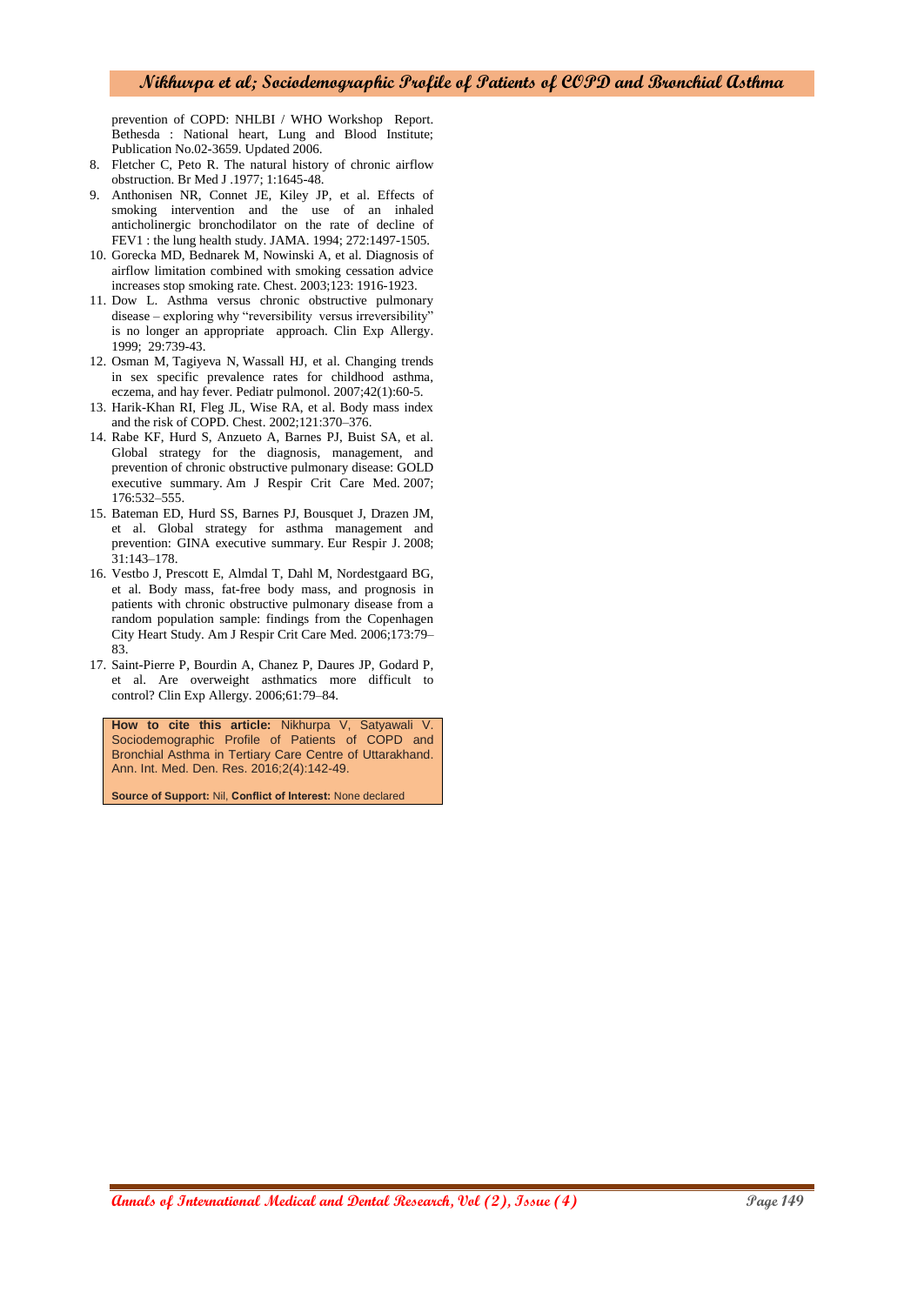prevention of COPD: NHLBI / WHO Workshop Report. Bethesda : National heart, Lung and Blood Institute; Publication No.02-3659. Updated 2006.

8. Fletcher C, Peto R. The natural history of chronic airflow obstruction. Br Med J .1977; 1:1645-48.
9. Anthonisen NR, Connet JE, Kiley JP, et al. Effects of smoking intervention and the use of an inhaled anticholinergic bronchodilator on the rate of decline of FEV1 : the lung health study. JAMA. 1994; 272:1497-1505.
10. Gorecka MD, Bednarek M, Nowinski A, et al. Diagnosis of airflow limitation combined with smoking cessation advice increases stop smoking rate. Chest. 2003;123: 1916-1923.
11. Dow L. Asthma versus chronic obstructive pulmonary disease – exploring why "reversibility versus irreversibility" is no longer an appropriate approach. Clin Exp Allergy. 1999; 29:739-43.
12. Osman M, Tagiyeva N, Wassall HJ, et al. Changing trends in sex specific prevalence rates for childhood asthma, eczema, and hay fever. Pediatr pulmonol. 2007;42(1):60-5.
13. Harik-Khan RI, Fleg JL, Wise RA, et al. Body mass index and the risk of COPD. Chest. 2002;121:370–376.
14. Rabe KF, Hurd S, Anzueto A, Barnes PJ, Buist SA, et al. Global strategy for the diagnosis, management, and prevention of chronic obstructive pulmonary disease: GOLD executive summary. Am J Respir Crit Care Med. 2007; 176:532–555.
15. Bateman ED, Hurd SS, Barnes PJ, Bousquet J, Drazen JM, et al. Global strategy for asthma management and prevention: GINA executive summary. Eur Respir J. 2008; 31:143–178.
16. Vestbo J, Prescott E, Almdal T, Dahl M, Nordestgaard BG, et al. Body mass, fat-free body mass, and prognosis in patients with chronic obstructive pulmonary disease from a random population sample: findings from the Copenhagen City Heart Study. Am J Respir Crit Care Med. 2006;173:79–83.
17. Saint-Pierre P, Bourdin A, Chanez P, Daures JP, Godard P, et al. Are overweight asthmatics more difficult to control? Clin Exp Allergy. 2006;61:79–84.

**How to cite this article:** Nikhurpa V, Satyawali V. Sociodemographic Profile of Patients of COPD and Bronchial Asthma in Tertiary Care Centre of Uttarakhand. Ann. Int. Med. Den. Res. 2016;2(4):142-49.

**Source of Support:** Nil, **Conflict of Interest:** None declared